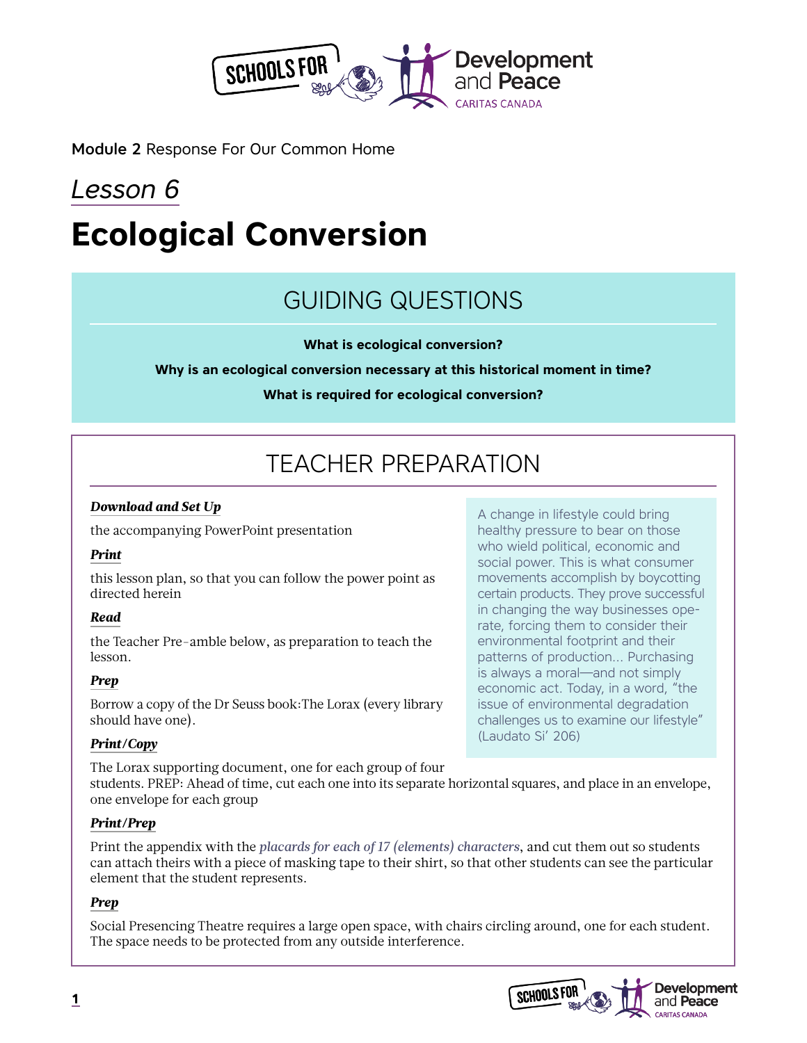Module 2 Response For Our Common Home

*Lesson 6*

# Ecological Conversion

## GUIDING QUESTIONS

**What is ecological conversion?**

**Why is an ecological conversion necessary at this historical moment in time?**

**What is required for ecological conversion?**

## TEACHER PREPARATION

***Download and Set Up***

the accompanying PowerPoint presentation

***Print***

this lesson plan, so that you can follow the power point as directed herein

***Read***

the Teacher Pre-amble below, as preparation to teach the lesson.

***Prep***

Borrow a copy of the Dr Seuss book:The Lorax (every library should have one).

***Print/Copy***

The Lorax supporting document, one for each group of four students. PREP: Ahead of time, cut each one into its separate horizontal squares, and place in an envelope, one envelope for each group

***Print/Prep***

Print the appendix with the *placards for each of 17 (elements) characters*, and cut them out so students can attach theirs with a piece of masking tape to their shirt, so that other students can see the particular element that the student represents.

***Prep***

Social Presencing Theatre requires a large open space, with chairs circling around, one for each student. The space needs to be protected from any outside interference.

> A change in lifestyle could bring healthy pressure to bear on those who wield political, economic and social power. This is what consumer movements accomplish by boycotting certain products. They prove successful in changing the way businesses operate, forcing them to consider their environmental footprint and their patterns of production... Purchasing is always a moral—and not simply economic act. Today, in a word, "the issue of environmental degradation challenges us to examine our lifestyle" (Laudato Si' 206)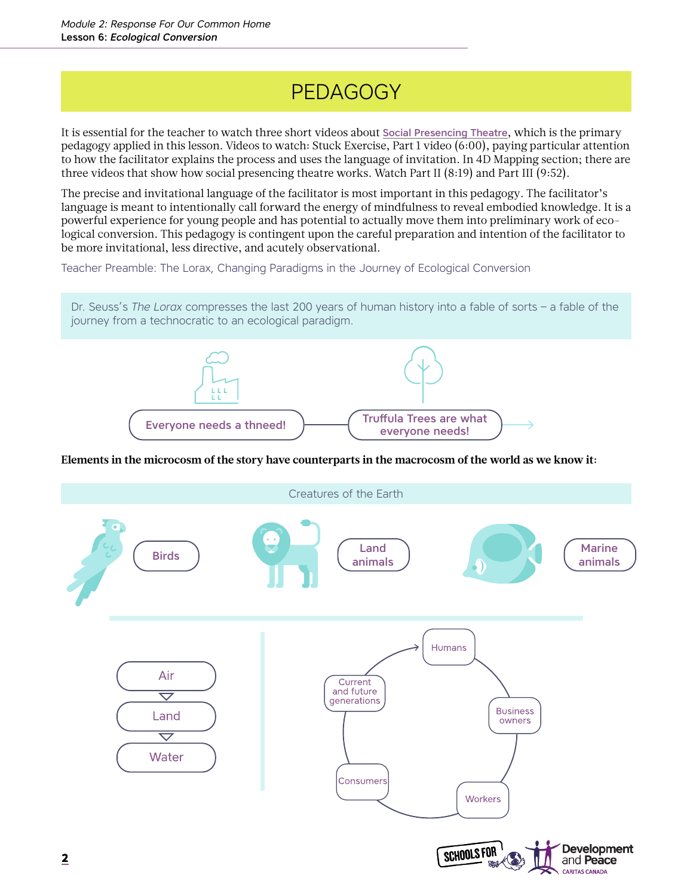# PEDAGOGY

It is essential for the teacher to watch three short videos about Social Presencing Theatre, which is the primary pedagogy applied in this lesson. Videos to watch: Stuck Exercise, Part 1 video (6:00), paying particular attention to how the facilitator explains the process and uses the language of invitation. In 4D Mapping section; there are three videos that show how social presencing theatre works. Watch Part II (8:19) and Part III (9:52).

The precise and invitational language of the facilitator is most important in this pedagogy. The facilitator's language is meant to intentionally call forward the energy of mindfulness to reveal embodied knowledge. It is a powerful experience for young people and has potential to actually move them into preliminary work of eco-logical conversion. This pedagogy is contingent upon the careful preparation and intention of the facilitator to be more invitational, less directive, and acutely observational.

Teacher Preamble: The Lorax, Changing Paradigms in the Journey of Ecological Conversion

Dr. Seuss's *The Lorax* compresses the last 200 years of human history into a fable of sorts – a fable of the journey from a technocratic to an ecological paradigm.

Everyone needs a thneed! → Truffula Trees are what everyone needs! →

**Elements in the microcosm of the story have counterparts in the macrocosm of the world as we know it:**

Creatures of the Earth

Birds

Land animals

Marine animals

Air → Land → Water

Humans → Business owners → Workers → Consumers → Current and future generations → Humans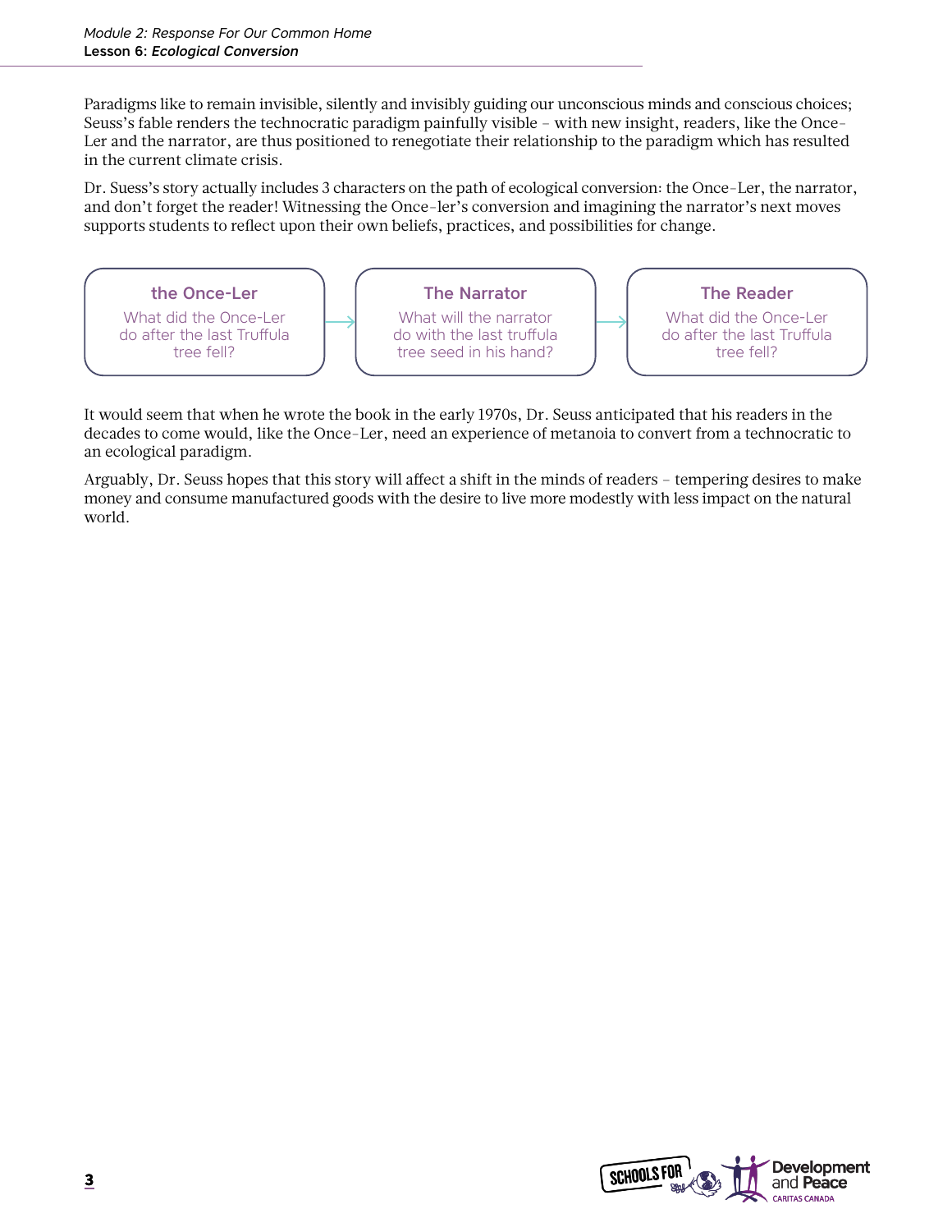Paradigms like to remain invisible, silently and invisibly guiding our unconscious minds and conscious choices; Seuss's fable renders the technocratic paradigm painfully visible – with new insight, readers, like the Once-Ler and the narrator, are thus positioned to renegotiate their relationship to the paradigm which has resulted in the current climate crisis.

Dr. Suess's story actually includes 3 characters on the path of ecological conversion: the Once-Ler, the narrator, and don't forget the reader! Witnessing the Once-ler's conversion and imagining the narrator's next moves supports students to reflect upon their own beliefs, practices, and possibilities for change.

**the Once-Ler**
What did the Once-Ler do after the last Truffula tree fell?

→

**The Narrator**
What will the narrator do with the last truffula tree seed in his hand?

→

**The Reader**
What did the Once-Ler do after the last Truffula tree fell?

It would seem that when he wrote the book in the early 1970s, Dr. Seuss anticipated that his readers in the decades to come would, like the Once-Ler, need an experience of metanoia to convert from a technocratic to an ecological paradigm.

Arguably, Dr. Seuss hopes that this story will affect a shift in the minds of readers – tempering desires to make money and consume manufactured goods with the desire to live more modestly with less impact on the natural world.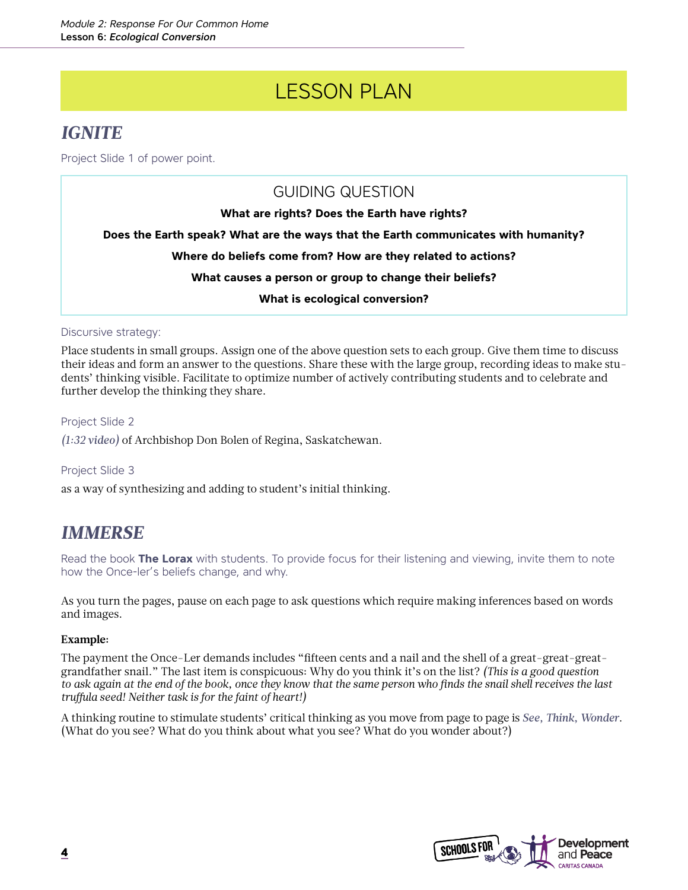# LESSON PLAN

## IGNITE

Project Slide 1 of power point.

### GUIDING QUESTION

**What are rights? Does the Earth have rights?**

**Does the Earth speak? What are the ways that the Earth communicates with humanity?**

**Where do beliefs come from? How are they related to actions?**

**What causes a person or group to change their beliefs?**

**What is ecological conversion?**

Discursive strategy:

Place students in small groups. Assign one of the above question sets to each group. Give them time to discuss their ideas and form an answer to the questions. Share these with the large group, recording ideas to make students' thinking visible. Facilitate to optimize number of actively contributing students and to celebrate and further develop the thinking they share.

Project Slide 2

*(1:32 video)* of Archbishop Don Bolen of Regina, Saskatchewan.

Project Slide 3

as a way of synthesizing and adding to student's initial thinking.

## IMMERSE

Read the book **The Lorax** with students. To provide focus for their listening and viewing, invite them to note how the Once-ler's beliefs change, and why.

As you turn the pages, pause on each page to ask questions which require making inferences based on words and images.

**Example:**

The payment the Once-Ler demands includes "fifteen cents and a nail and the shell of a great-great-great-grandfather snail." The last item is conspicuous: Why do you think it's on the list? *(This is a good question to ask again at the end of the book, once they know that the same person who finds the snail shell receives the last truffula seed! Neither task is for the faint of heart!)*

A thinking routine to stimulate students' critical thinking as you move from page to page is *See, Think, Wonder*. (What do you see? What do you think about what you see? What do you wonder about?)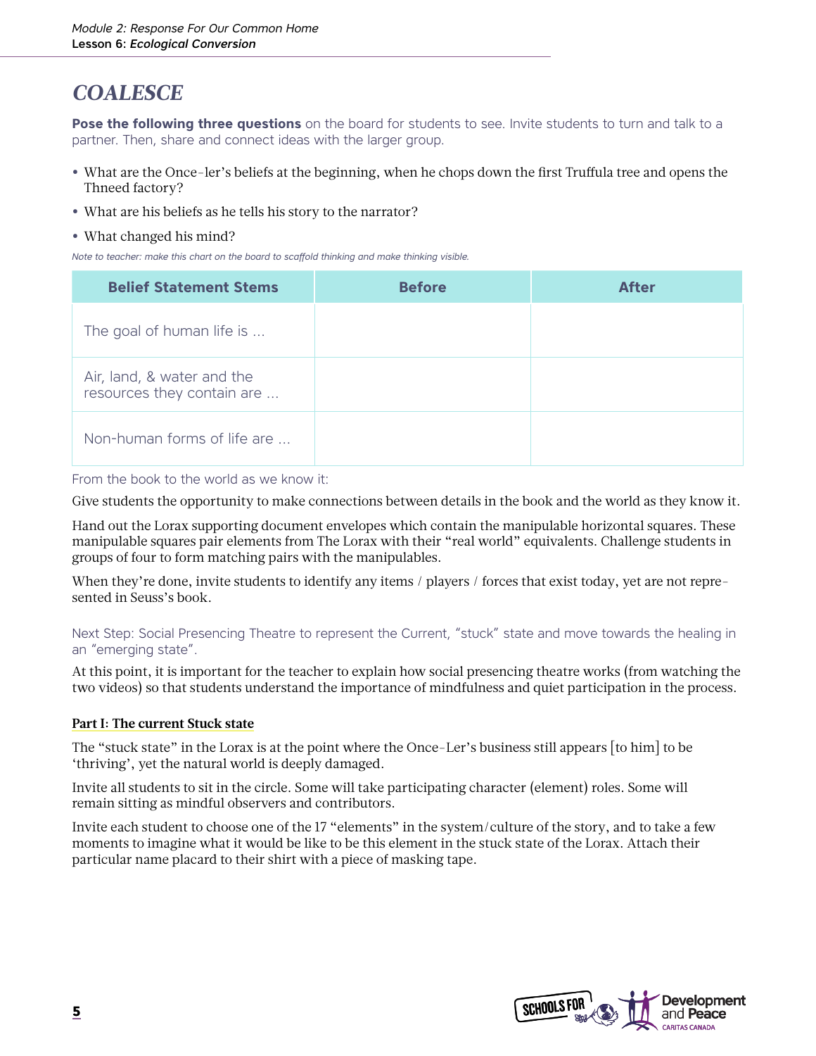## COALESCE

**Pose the following three questions** on the board for students to see. Invite students to turn and talk to a partner. Then, share and connect ideas with the larger group.

- What are the Once-ler's beliefs at the beginning, when he chops down the first Truffula tree and opens the Thneed factory?
- What are his beliefs as he tells his story to the narrator?
- What changed his mind?

*Note to teacher: make this chart on the board to scaffold thinking and make thinking visible.*

| Belief Statement Stems | Before | After |
|---|---|---|
| The goal of human life is ... | | |
| Air, land, & water and the resources they contain are ... | | |
| Non-human forms of life are ... | | |

From the book to the world as we know it:

Give students the opportunity to make connections between details in the book and the world as they know it.

Hand out the Lorax supporting document envelopes which contain the manipulable horizontal squares. These manipulable squares pair elements from The Lorax with their "real world" equivalents. Challenge students in groups of four to form matching pairs with the manipulables.

When they're done, invite students to identify any items / players / forces that exist today, yet are not represented in Seuss's book.

Next Step: Social Presencing Theatre to represent the Current, "stuck" state and move towards the healing in an "emerging state".

At this point, it is important for the teacher to explain how social presencing theatre works (from watching the two videos) so that students understand the importance of mindfulness and quiet participation in the process.

**Part I: The current Stuck state**

The "stuck state" in the Lorax is at the point where the Once-Ler's business still appears [to him] to be 'thriving', yet the natural world is deeply damaged.

Invite all students to sit in the circle. Some will take participating character (element) roles. Some will remain sitting as mindful observers and contributors.

Invite each student to choose one of the 17 "elements" in the system/culture of the story, and to take a few moments to imagine what it would be like to be this element in the stuck state of the Lorax. Attach their particular name placard to their shirt with a piece of masking tape.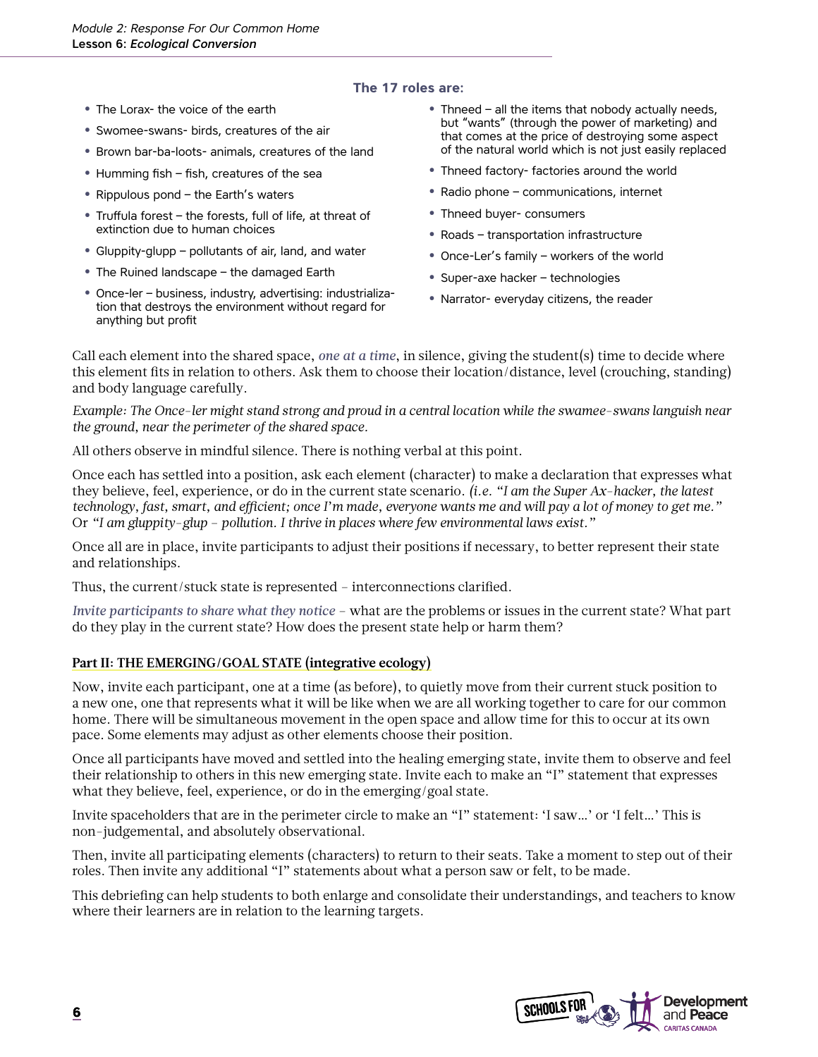**The 17 roles are:**

- The Lorax- the voice of the earth
- Swomee-swans- birds, creatures of the air
- Brown bar-ba-loots- animals, creatures of the land
- Humming fish – fish, creatures of the sea
- Rippulous pond – the Earth's waters
- Truffula forest – the forests, full of life, at threat of extinction due to human choices
- Gluppity-glupp – pollutants of air, land, and water
- The Ruined landscape – the damaged Earth
- Once-ler – business, industry, advertising: industrialization that destroys the environment without regard for anything but profit
- Thneed – all the items that nobody actually needs, but "wants" (through the power of marketing) and that comes at the price of destroying some aspect of the natural world which is not just easily replaced
- Thneed factory- factories around the world
- Radio phone – communications, internet
- Thneed buyer- consumers
- Roads – transportation infrastructure
- Once-Ler's family – workers of the world
- Super-axe hacker – technologies
- Narrator- everyday citizens, the reader

Call each element into the shared space, *one at a time*, in silence, giving the student(s) time to decide where this element fits in relation to others. Ask them to choose their location/distance, level (crouching, standing) and body language carefully.

*Example: The Once-ler might stand strong and proud in a central location while the swamee-swans languish near the ground, near the perimeter of the shared space.*

All others observe in mindful silence. There is nothing verbal at this point.

Once each has settled into a position, ask each element (character) to make a declaration that expresses what they believe, feel, experience, or do in the current state scenario. *(i.e. "I am the Super Ax-hacker, the latest technology, fast, smart, and efficient; once I'm made, everyone wants me and will pay a lot of money to get me."* Or *"I am gluppity-glup – pollution. I thrive in places where few environmental laws exist."*

Once all are in place, invite participants to adjust their positions if necessary, to better represent their state and relationships.

Thus, the current/stuck state is represented – interconnections clarified.

*Invite participants to share what they notice* – what are the problems or issues in the current state? What part do they play in the current state? How does the present state help or harm them?

**Part II: THE EMERGING/GOAL STATE (integrative ecology)**

Now, invite each participant, one at a time (as before), to quietly move from their current stuck position to a new one, one that represents what it will be like when we are all working together to care for our common home. There will be simultaneous movement in the open space and allow time for this to occur at its own pace. Some elements may adjust as other elements choose their position.

Once all participants have moved and settled into the healing emerging state, invite them to observe and feel their relationship to others in this new emerging state. Invite each to make an "I" statement that expresses what they believe, feel, experience, or do in the emerging/goal state.

Invite spaceholders that are in the perimeter circle to make an "I" statement: 'I saw…' or 'I felt…' This is non-judgemental, and absolutely observational.

Then, invite all participating elements (characters) to return to their seats. Take a moment to step out of their roles. Then invite any additional "I" statements about what a person saw or felt, to be made.

This debriefing can help students to both enlarge and consolidate their understandings, and teachers to know where their learners are in relation to the learning targets.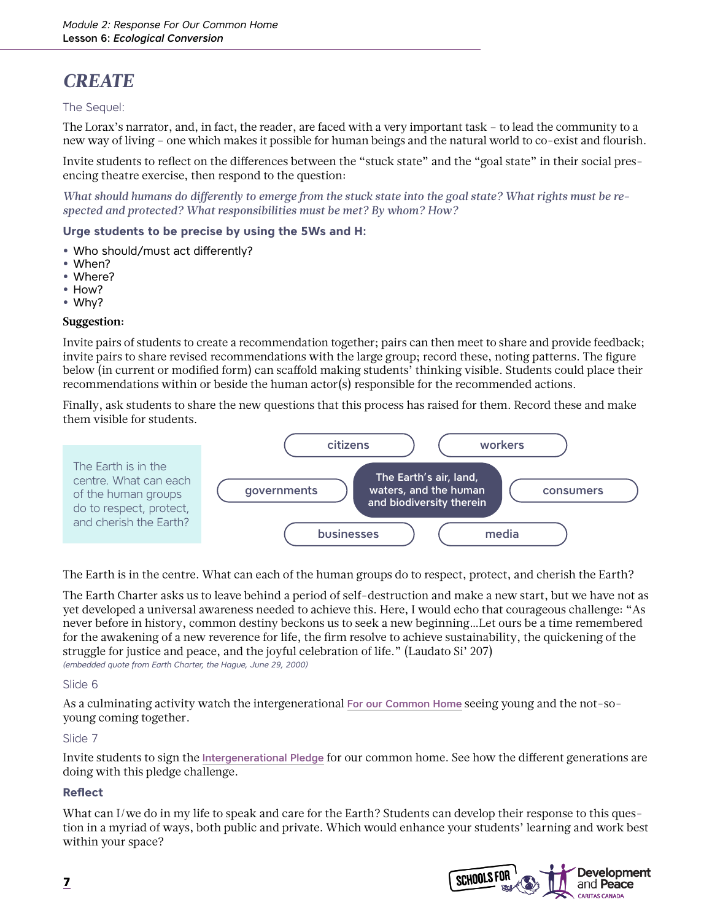## CREATE

The Sequel:

The Lorax's narrator, and, in fact, the reader, are faced with a very important task – to lead the community to a new way of living – one which makes it possible for human beings and the natural world to co-exist and flourish.

Invite students to reflect on the differences between the "stuck state" and the "goal state" in their social presencing theatre exercise, then respond to the question:

*What should humans do differently to emerge from the stuck state into the goal state? What rights must be respected and protected? What responsibilities must be met? By whom? How?*

**Urge students to be precise by using the 5Ws and H:**

- Who should/must act differently?
- When?
- Where?
- How?
- Why?

**Suggestion:**

Invite pairs of students to create a recommendation together; pairs can then meet to share and provide feedback; invite pairs to share revised recommendations with the large group; record these, noting patterns. The figure below (in current or modified form) can scaffold making students' thinking visible. Students could place their recommendations within or beside the human actor(s) responsible for the recommended actions.

Finally, ask students to share the new questions that this process has raised for them. Record these and make them visible for students.

The Earth is in the centre. What can each of the human groups do to respect, protect, and cherish the Earth?

citizens | workers | governments | **The Earth's air, land, waters, and the human and biodiversity therein** | consumers | businesses | media

The Earth is in the centre. What can each of the human groups do to respect, protect, and cherish the Earth?

The Earth Charter asks us to leave behind a period of self-destruction and make a new start, but we have not as yet developed a universal awareness needed to achieve this. Here, I would echo that courageous challenge: "As never before in history, common destiny beckons us to seek a new beginning…Let ours be a time remembered for the awakening of a new reverence for life, the firm resolve to achieve sustainability, the quickening of the struggle for justice and peace, and the joyful celebration of life." (Laudato Si' 207)

*(embedded quote from Earth Charter, the Hague, June 29, 2000)*

Slide 6

As a culminating activity watch the intergenerational For our Common Home seeing young and the not-so-young coming together.

Slide 7

Invite students to sign the Intergenerational Pledge for our common home. See how the different generations are doing with this pledge challenge.

### Reflect

What can I/we do in my life to speak and care for the Earth? Students can develop their response to this question in a myriad of ways, both public and private. Which would enhance your students' learning and work best within your space?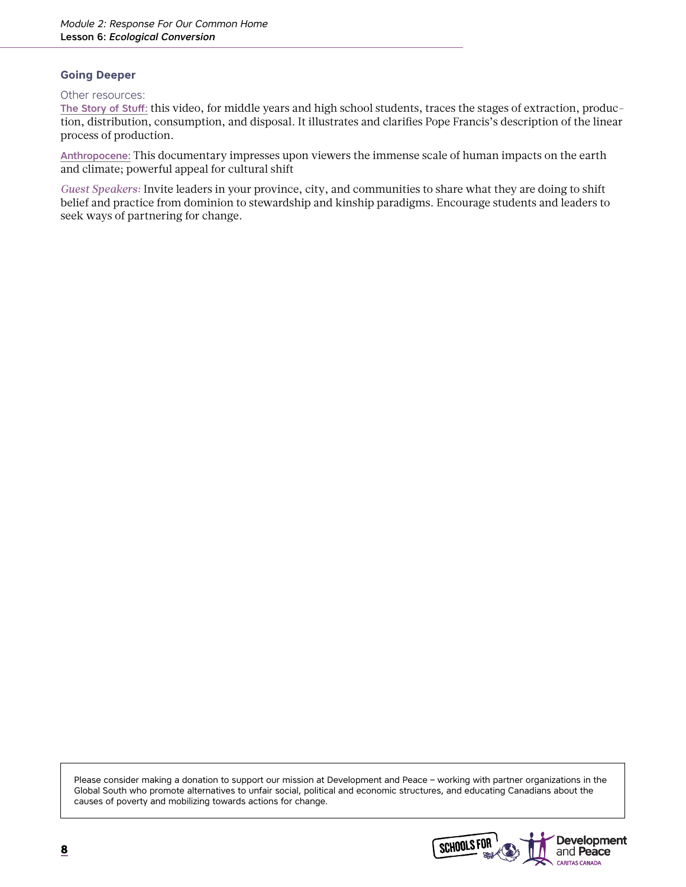### Going Deeper

Other resources:

**The Story of Stuff:** this video, for middle years and high school students, traces the stages of extraction, production, distribution, consumption, and disposal. It illustrates and clarifies Pope Francis's description of the linear process of production.

**Anthropocene:** This documentary impresses upon viewers the immense scale of human impacts on the earth and climate; powerful appeal for cultural shift

*Guest Speakers:* Invite leaders in your province, city, and communities to share what they are doing to shift belief and practice from dominion to stewardship and kinship paradigms. Encourage students and leaders to seek ways of partnering for change.

Please consider making a donation to support our mission at Development and Peace – working with partner organizations in the Global South who promote alternatives to unfair social, political and economic structures, and educating Canadians about the causes of poverty and mobilizing towards actions for change.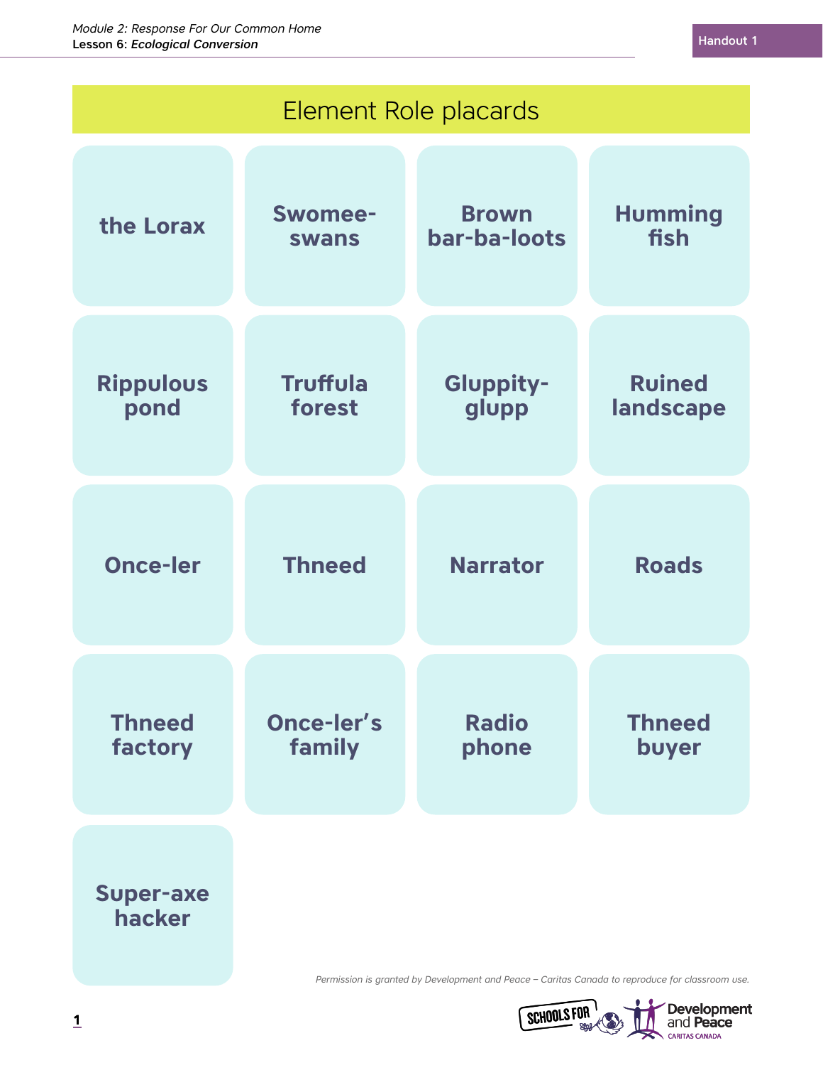Handout 1

# Element Role placards

| | | | |
|---|---|---|---|
| **the Lorax** | **Swomee-swans** | **Brown bar-ba-loots** | **Humming fish** |
| **Rippulous pond** | **Truffula forest** | **Gluppity-glupp** | **Ruined landscape** |
| **Once-ler** | **Thneed** | **Narrator** | **Roads** |
| **Thneed factory** | **Once-ler's family** | **Radio phone** | **Thneed buyer** |
| **Super-axe hacker** | | | |

*Permission is granted by Development and Peace – Caritas Canada to reproduce for classroom use.*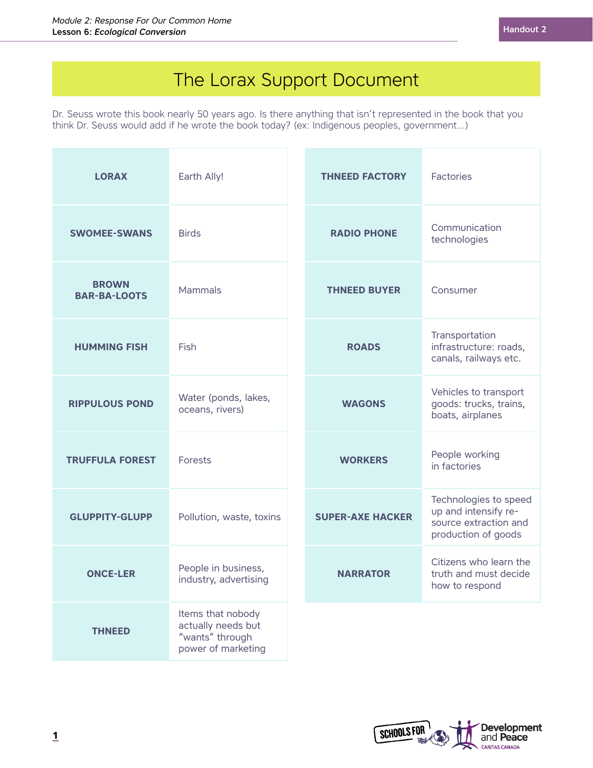# The Lorax Support Document

Dr. Seuss wrote this book nearly 50 years ago. Is there anything that isn't represented in the book that you think Dr. Seuss would add if he wrote the book today? (ex: Indigenous peoples, government...)

| | |
|---|---|
| **LORAX** | Earth Ally! |
| **SWOMEE-SWANS** | Birds |
| **BROWN BAR-BA-LOOTS** | Mammals |
| **HUMMING FISH** | Fish |
| **RIPPULOUS POND** | Water (ponds, lakes, oceans, rivers) |
| **TRUFFULA FOREST** | Forests |
| **GLUPPITY-GLUPP** | Pollution, waste, toxins |
| **ONCE-LER** | People in business, industry, advertising |
| **THNEED** | Items that nobody actually needs but "wants" through power of marketing |

| | |
|---|---|
| **THNEED FACTORY** | Factories |
| **RADIO PHONE** | Communication technologies |
| **THNEED BUYER** | Consumer |
| **ROADS** | Transportation infrastructure: roads, canals, railways etc. |
| **WAGONS** | Vehicles to transport goods: trucks, trains, boats, airplanes |
| **WORKERS** | People working in factories |
| **SUPER-AXE HACKER** | Technologies to speed up and intensify resource extraction and production of goods |
| **NARRATOR** | Citizens who learn the truth and must decide how to respond |